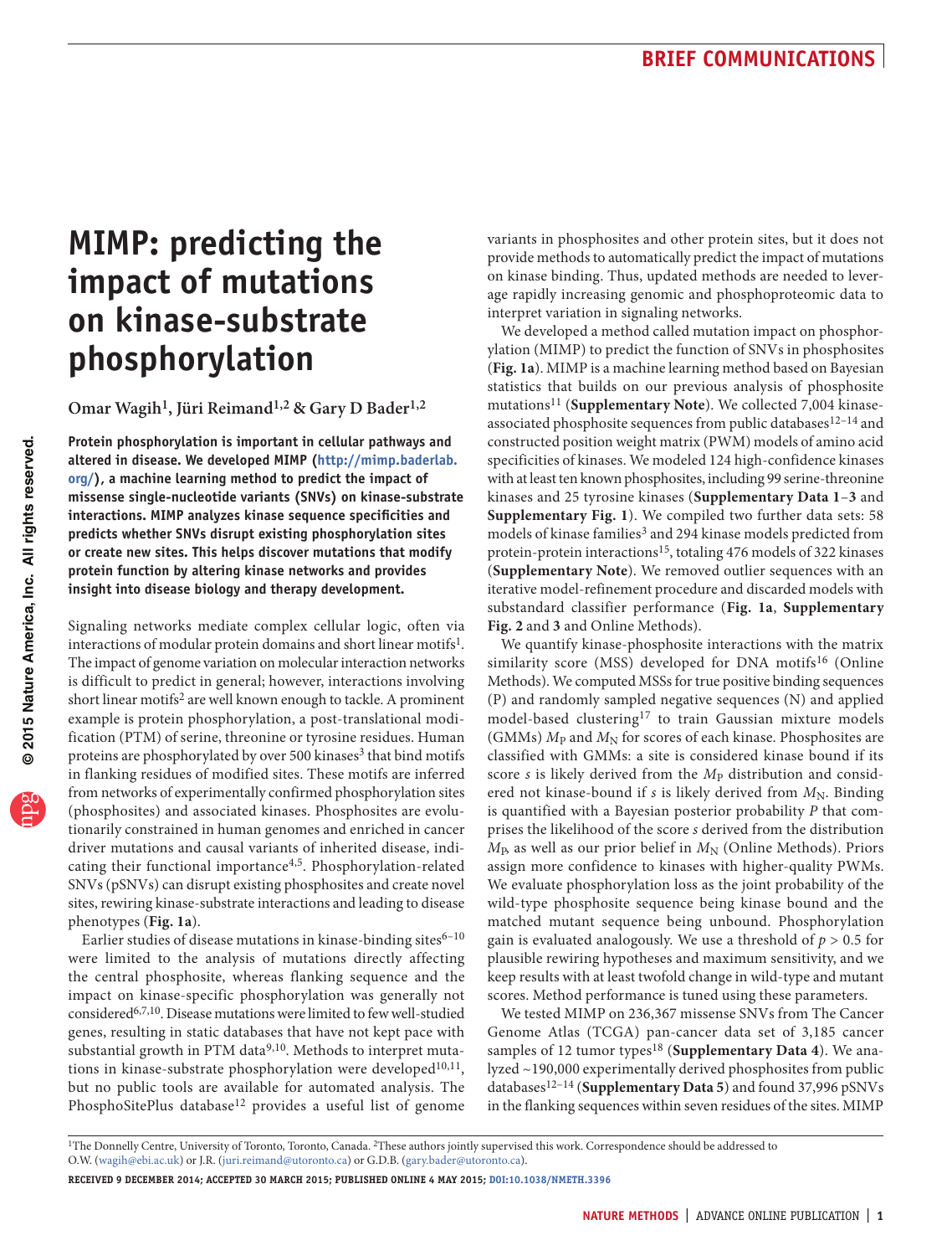# MIMP: predicting the impact of mutations on kinase-substrate phosphorylation

**Omar Wagih[1], Jüri Reimand[1,2] & Gary D Bader[1,2]**

**Protein phosphorylation is important in cellular pathways and altered in disease. We developed MIMP (http://mimp.baderlab.org/), a machine learning method to predict the impact of missense single-nucleotide variants (SNVs) on kinase-substrate interactions. MIMP analyzes kinase sequence specificities and predicts whether SNVs disrupt existing phosphorylation sites or create new sites. This helps discover mutations that modify protein function by altering kinase networks and provides insight into disease biology and therapy development.**

Signaling networks mediate complex cellular logic, often via interactions of modular protein domains and short linear motifs[1]. The impact of genome variation on molecular interaction networks is difficult to predict in general; however, interactions involving short linear motifs[2] are well known enough to tackle. A prominent example is protein phosphorylation, a post-translational modification (PTM) of serine, threonine or tyrosine residues. Human proteins are phosphorylated by over 500 kinases[3] that bind motifs in flanking residues of modified sites. These motifs are inferred from networks of experimentally confirmed phosphorylation sites (phosphosites) and associated kinases. Phosphosites are evolutionarily constrained in human genomes and enriched in cancer driver mutations and causal variants of inherited disease, indicating their functional importance[4,5]. Phosphorylation-related SNVs (pSNVs) can disrupt existing phosphosites and create novel sites, rewiring kinase-substrate interactions and leading to disease phenotypes (**Fig. 1a**).

Earlier studies of disease mutations in kinase-binding sites[6–10] were limited to the analysis of mutations directly affecting the central phosphosite, whereas flanking sequence and the impact on kinase-specific phosphorylation was generally not considered[6,7,10]. Disease mutations were limited to few well-studied genes, resulting in static databases that have not kept pace with substantial growth in PTM data[9,10]. Methods to interpret mutations in kinase-substrate phosphorylation were developed[10,11], but no public tools are available for automated analysis. The PhosphoSitePlus database[12] provides a useful list of genome variants in phosphosites and other protein sites, but it does not provide methods to automatically predict the impact of mutations on kinase binding. Thus, updated methods are needed to leverage rapidly increasing genomic and phosphoproteomic data to interpret variation in signaling networks.

We developed a method called mutation impact on phosphorylation (MIMP) to predict the function of SNVs in phosphosites (**Fig. 1a**). MIMP is a machine learning method based on Bayesian statistics that builds on our previous analysis of phosphosite mutations[11] (**Supplementary Note**). We collected 7,004 kinase-associated phosphosite sequences from public databases[12–14] and constructed position weight matrix (PWM) models of amino acid specificities of kinases. We modeled 124 high-confidence kinases with at least ten known phosphosites, including 99 serine-threonine kinases and 25 tyrosine kinases (**Supplementary Data 1–3** and **Supplementary Fig. 1**). We compiled two further data sets: 58 models of kinase families[3] and 294 kinase models predicted from protein-protein interactions[15], totaling 476 models of 322 kinases (**Supplementary Note**). We removed outlier sequences with an iterative model-refinement procedure and discarded models with substandard classifier performance (**Fig. 1a**, **Supplementary Fig. 2** and **3** and Online Methods).

We quantify kinase-phosphosite interactions with the matrix similarity score (MSS) developed for DNA motifs[16] (Online Methods). We computed MSSs for true positive binding sequences (P) and randomly sampled negative sequences (N) and applied model-based clustering[17] to train Gaussian mixture models (GMMs) $M_P$ and $M_N$ for scores of each kinase. Phosphosites are classified with GMMs: a site is considered kinase bound if its score $s$ is likely derived from the $M_P$ distribution and considered not kinase-bound if $s$ is likely derived from $M_N$. Binding is quantified with a Bayesian posterior probability $P$ that comprises the likelihood of the score $s$ derived from the distribution $M_P$, as well as our prior belief in $M_N$ (Online Methods). Priors assign more confidence to kinases with higher-quality PWMs. We evaluate phosphorylation loss as the joint probability of the wild-type phosphosite sequence being kinase bound and the matched mutant sequence being unbound. Phosphorylation gain is evaluated analogously. We use a threshold of $p > 0.5$ for plausible rewiring hypotheses and maximum sensitivity, and we keep results with at least twofold change in wild-type and mutant scores. Method performance is tuned using these parameters.

We tested MIMP on 236,367 missense SNVs from The Cancer Genome Atlas (TCGA) pan-cancer data set of 3,185 cancer samples of 12 tumor types[18] (**Supplementary Data 4**). We analyzed ~190,000 experimentally derived phosphosites from public databases[12–14] (**Supplementary Data 5**) and found 37,996 pSNVs in the flanking sequences within seven residues of the sites. MIMP

[1]The Donnelly Centre, University of Toronto, Toronto, Canada. [2]These authors jointly supervised this work. Correspondence should be addressed to O.W. (wagih@ebi.ac.uk) or J.R. (juri.reimand@utoronto.ca) or G.D.B. (gary.bader@utoronto.ca).

**Received 9 December 2014; accepted 30 March 2015; published online 4 May 2015; doi:10.1038/nmeth.3396**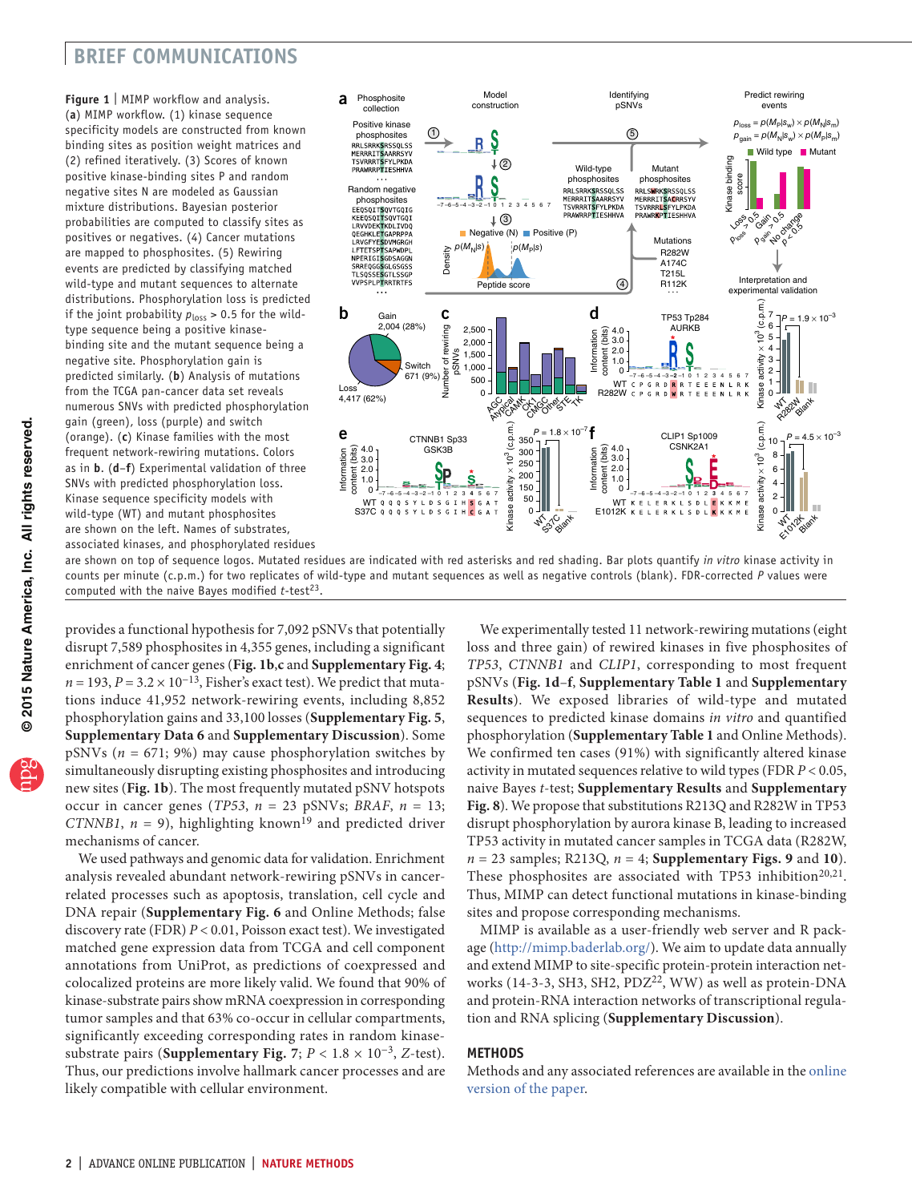**Figure 1** | MIMP workflow and analysis. (**a**) MIMP workflow. (1) kinase sequence specificity models are constructed from known binding sites as position weight matrices and (2) refined iteratively. (3) Scores of known positive kinase-binding sites P and random negative sites N are modeled as Gaussian mixture distributions. Bayesian posterior probabilities are computed to classify sites as positives or negatives. (4) Cancer mutations are mapped to phosphosites. (5) Rewiring events are predicted by classifying matched wild-type and mutant sequences to alternate distributions. Phosphorylation loss is predicted if the joint probability $p_{loss} > 0.5$ for the wild-type sequence being a positive kinase-binding site and the mutant sequence being a negative site. Phosphorylation gain is predicted similarly. (**b**) Analysis of mutations from the TCGA pan-cancer data set reveals numerous SNVs with predicted phosphorylation gain (green), loss (purple) and switch (orange). (**c**) Kinase families with the most frequent network-rewiring mutations. Colors as in **b**. (**d**–**f**) Experimental validation of three SNVs with predicted phosphorylation loss. Kinase sequence specificity models with wild-type (WT) and mutant phosphosites are shown on the left. Names of substrates, associated kinases, and phosphorylated residues are shown on top of sequence logos. Mutated residues are indicated with red asterisks and red shading. Bar plots quantify *in vitro* kinase activity in counts per minute (c.p.m.) for two replicates of wild-type and mutant sequences as well as negative controls (blank). FDR-corrected *P* values were computed with the naive Bayes modified *t*-test[23].

provides a functional hypothesis for 7,092 pSNVs that potentially disrupt 7,589 phosphosites in 4,355 genes, including a significant enrichment of cancer genes (**Fig. 1b**,**c** and **Supplementary Fig. 4**; $n = 193$, $P = 3.2 \times 10^{-13}$, Fisher's exact test). We predict that mutations induce 41,952 network-rewiring events, including 8,852 phosphorylation gains and 33,100 losses (**Supplementary Fig. 5**, **Supplementary Data 6** and **Supplementary Discussion**). Some pSNVs ($n = 671$; 9%) may cause phosphorylation switches by simultaneously disrupting existing phosphosites and introducing new sites (**Fig. 1b**). The most frequently mutated pSNV hotspots occur in cancer genes (*TP53*, $n = 23$ pSNVs; *BRAF*, $n = 13$; *CTNNB1*, $n = 9$), highlighting known[19] and predicted driver mechanisms of cancer.

We used pathways and genomic data for validation. Enrichment analysis revealed abundant network-rewiring pSNVs in cancer-related processes such as apoptosis, translation, cell cycle and DNA repair (**Supplementary Fig. 6** and Online Methods; false discovery rate (FDR) $P < 0.01$, Poisson exact test). We investigated matched gene expression data from TCGA and cell component annotations from UniProt, as predictions of coexpressed and colocalized proteins are more likely valid. We found that 90% of kinase-substrate pairs show mRNA coexpression in corresponding tumor samples and that 63% co-occur in cellular compartments, significantly exceeding corresponding rates in random kinase-substrate pairs (**Supplementary Fig. 7**; $P < 1.8 \times 10^{-3}$, *Z*-test). Thus, our predictions involve hallmark cancer processes and are likely compatible with cellular environment.

We experimentally tested 11 network-rewiring mutations (eight loss and three gain) of rewired kinases in five phosphosites of *TP53*, *CTNNB1* and *CLIP1*, corresponding to most frequent pSNVs (**Fig. 1d**–**f**, **Supplementary Table 1** and **Supplementary Results**). We exposed libraries of wild-type and mutated sequences to predicted kinase domains *in vitro* and quantified phosphorylation (**Supplementary Table 1** and Online Methods). We confirmed ten cases (91%) with significantly altered kinase activity in mutated sequences relative to wild types (FDR $P < 0.05$, naive Bayes *t*-test; **Supplementary Results** and **Supplementary Fig. 8**). We propose that substitutions R213Q and R282W in TP53 disrupt phosphorylation by aurora kinase B, leading to increased TP53 activity in mutated cancer samples in TCGA data (R282W, $n = 23$ samples; R213Q, $n = 4$; **Supplementary Figs. 9** and **10**). These phosphosites are associated with TP53 inhibition[20,21]. Thus, MIMP can detect functional mutations in kinase-binding sites and propose corresponding mechanisms.

MIMP is available as a user-friendly web server and R package (http://mimp.baderlab.org/). We aim to update data annually and extend MIMP to site-specific protein-protein interaction networks (14-3-3, SH3, SH2, PDZ[22], WW) as well as protein-DNA and protein-RNA interaction networks of transcriptional regulation and RNA splicing (**Supplementary Discussion**).

## METHODS

Methods and any associated references are available in the online version of the paper.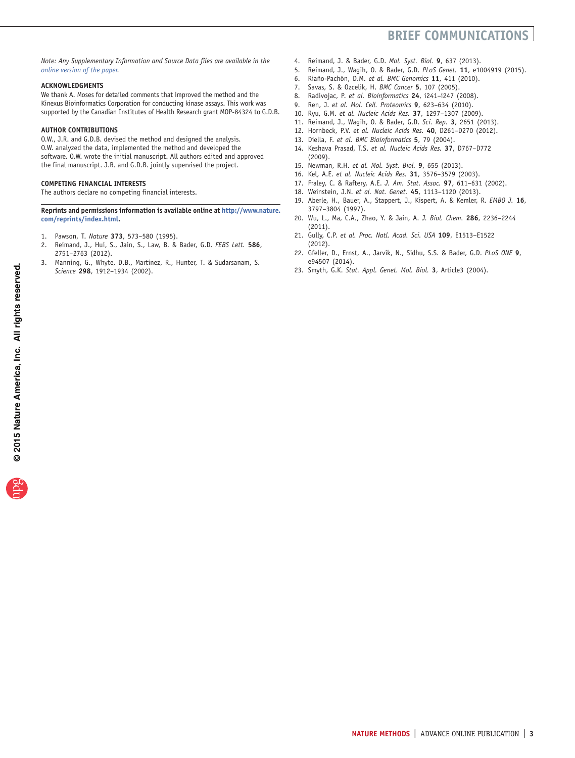*Note: Any Supplementary Information and Source Data files are available in the online version of the paper.*

### ACKNOWLEDGMENTS

We thank A. Moses for detailed comments that improved the method and the Kinexus Bioinformatics Corporation for conducting kinase assays. This work was supported by the Canadian Institutes of Health Research grant MOP-84324 to G.D.B.

### AUTHOR CONTRIBUTIONS

O.W., J.R. and G.D.B. devised the method and designed the analysis. O.W. analyzed the data, implemented the method and developed the software. O.W. wrote the initial manuscript. All authors edited and approved the final manuscript. J.R. and G.D.B. jointly supervised the project.

### COMPETING FINANCIAL INTERESTS

The authors declare no competing financial interests.

**Reprints and permissions information is available online at http://www.nature.com/reprints/index.html.**

1. Pawson, T. *Nature* **373**, 573–580 (1995).
2. Reimand, J., Hui, S., Jain, S., Law, B. & Bader, G.D. *FEBS Lett.* **586**, 2751–2763 (2012).
3. Manning, G., Whyte, D.B., Martinez, R., Hunter, T. & Sudarsanam, S. *Science* **298**, 1912–1934 (2002).
4. Reimand, J. & Bader, G.D. *Mol. Syst. Biol.* **9**, 637 (2013).
5. Reimand, J., Wagih, O. & Bader, G.D. *PLoS Genet.* **11**, e1004919 (2015).
6. Riaño-Pachón, D.M. *et al. BMC Genomics* **11**, 411 (2010).
7. Savas, S. & Ozcelik, H. *BMC Cancer* **5**, 107 (2005).
8. Radivojac, P. *et al. Bioinformatics* **24**, i241–i247 (2008).
9. Ren, J. *et al. Mol. Cell. Proteomics* **9**, 623–634 (2010).
10. Ryu, G.M. *et al. Nucleic Acids Res.* **37**, 1297–1307 (2009).
11. Reimand, J., Wagih, O. & Bader, G.D. *Sci. Rep.* **3**, 2651 (2013).
12. Hornbeck, P.V. *et al. Nucleic Acids Res.* **40**, D261–D270 (2012).
13. Diella, F. *et al. BMC Bioinformatics* **5**, 79 (2004).
14. Keshava Prasad, T.S. *et al. Nucleic Acids Res.* **37**, D767–D772 (2009).
15. Newman, R.H. *et al. Mol. Syst. Biol.* **9**, 655 (2013).
16. Kel, A.E. *et al. Nucleic Acids Res.* **31**, 3576–3579 (2003).
17. Fraley, C. & Raftery, A.E. *J. Am. Stat. Assoc.* **97**, 611–631 (2002).
18. Weinstein, J.N. *et al. Nat. Genet.* **45**, 1113–1120 (2013).
19. Aberle, H., Bauer, A., Stappert, J., Kispert, A. & Kemler, R. *EMBO J.* **16**, 3797–3804 (1997).
20. Wu, L., Ma, C.A., Zhao, Y. & Jain, A. *J. Biol. Chem.* **286**, 2236–2244 (2011).
21. Gully, C.P. *et al. Proc. Natl. Acad. Sci. USA* **109**, E1513–E1522 (2012).
22. Gfeller, D., Ernst, A., Jarvik, N., Sidhu, S.S. & Bader, G.D. *PLoS ONE* **9**, e94507 (2014).
23. Smyth, G.K. *Stat. Appl. Genet. Mol. Biol.* **3**, Article3 (2004).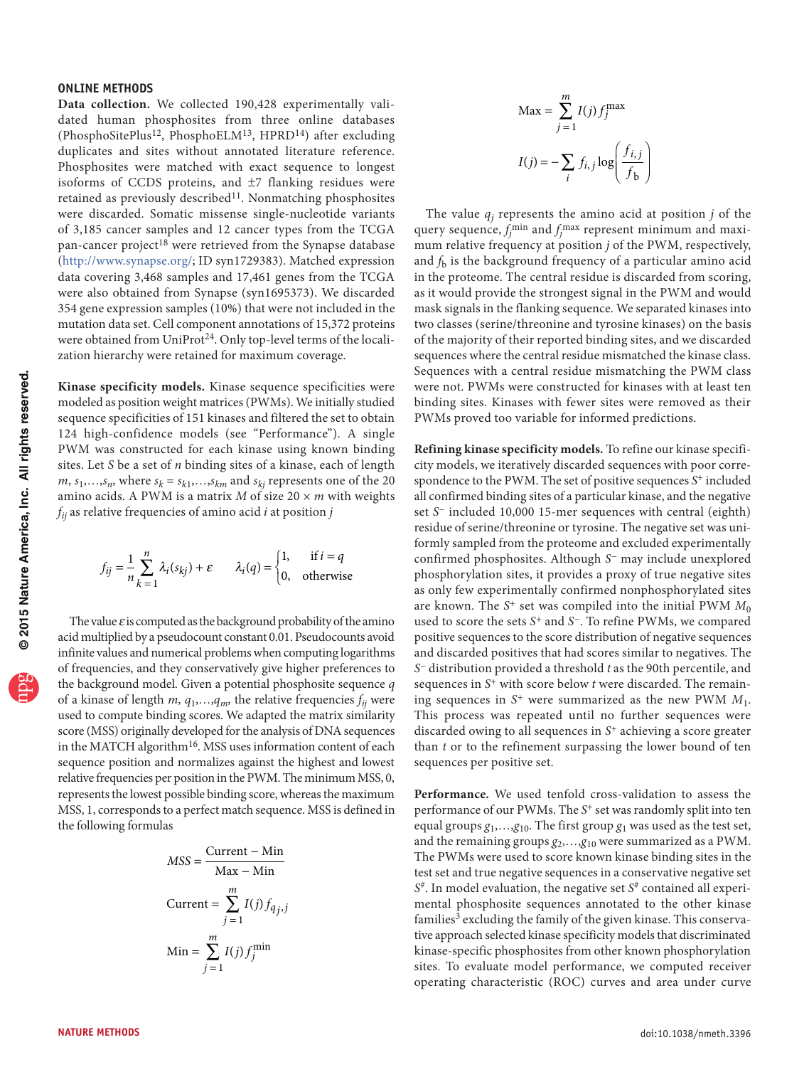## ONLINE METHODS

**Data collection.** We collected 190,428 experimentally validated human phosphosites from three online databases (PhosphoSitePlus[12], PhosphoELM[13], HPRD[14]) after excluding duplicates and sites without annotated literature reference. Phosphosites were matched with exact sequence to longest isoforms of CCDS proteins, and ±7 flanking residues were retained as previously described[11]. Nonmatching phosphosites were discarded. Somatic missense single-nucleotide variants of 3,185 cancer samples and 12 cancer types from the TCGA pan-cancer project[18] were retrieved from the Synapse database (http://www.synapse.org/; ID syn1729383). Matched expression data covering 3,468 samples and 17,461 genes from the TCGA were also obtained from Synapse (syn1695373). We discarded 354 gene expression samples (10%) that were not included in the mutation data set. Cell component annotations of 15,372 proteins were obtained from UniProt[24]. Only top-level terms of the localization hierarchy were retained for maximum coverage.

**Kinase specificity models.** Kinase sequence specificities were modeled as position weight matrices (PWMs). We initially studied sequence specificities of 151 kinases and filtered the set to obtain 124 high-confidence models (see "Performance"). A single PWM was constructed for each kinase using known binding sites. Let $S$ be a set of $n$ binding sites of a kinase, each of length $m$, $s_1,\ldots,s_n$, where $s_k = s_{k1},\ldots,s_{km}$ and $s_{kj}$ represents one of the 20 amino acids. A PWM is a matrix $M$ of size $20 \times m$ with weights $f_{ij}$ as relative frequencies of amino acid $i$ at position $j$

$$f_{ij} = \frac{1}{n}\sum_{k=1}^{n} \lambda_i(s_{kj}) + \varepsilon \qquad \lambda_i(q) = \begin{cases} 1, & \text{if } i = q \\ 0, & \text{otherwise} \end{cases}$$

The value $\varepsilon$ is computed as the background probability of the amino acid multiplied by a pseudocount constant 0.01. Pseudocounts avoid infinite values and numerical problems when computing logarithms of frequencies, and they conservatively give higher preferences to the background model. Given a potential phosphosite sequence $q$ of a kinase of length $m$, $q_1,\ldots,q_m$, the relative frequencies $f_{ij}$ were used to compute binding scores. We adapted the matrix similarity score (MSS) originally developed for the analysis of DNA sequences in the MATCH algorithm[16]. MSS uses information content of each sequence position and normalizes against the highest and lowest relative frequencies per position in the PWM. The minimum MSS, 0, represents the lowest possible binding score, whereas the maximum MSS, 1, corresponds to a perfect match sequence. MSS is defined in the following formulas

$$MSS = \frac{\text{Current} - \text{Min}}{\text{Max} - \text{Min}}$$

$$\text{Current} = \sum_{j=1}^{m} I(j) f_{q_j,j}$$

$$\text{Min} = \sum_{j=1}^{m} I(j) f_j^{\min}$$

$$\text{Max} = \sum_{j=1}^{m} I(j) f_j^{\max}$$

$$I(j) = -\sum_{i} f_{i,j} \log\left(\frac{f_{i,j}}{f_{\text{b}}}\right)$$

The value $q_j$ represents the amino acid at position $j$ of the query sequence, $f_j^{\min}$ and $f_j^{\max}$ represent minimum and maximum relative frequency at position $j$ of the PWM, respectively, and $f_{\text{b}}$ is the background frequency of a particular amino acid in the proteome. The central residue is discarded from scoring, as it would provide the strongest signal in the PWM and would mask signals in the flanking sequence. We separated kinases into two classes (serine/threonine and tyrosine kinases) on the basis of the majority of their reported binding sites, and we discarded sequences where the central residue mismatched the kinase class. Sequences with a central residue mismatching the PWM class were not. PWMs were constructed for kinases with at least ten binding sites. Kinases with fewer sites were removed as their PWMs proved too variable for informed predictions.

**Refining kinase specificity models.** To refine our kinase specificity models, we iteratively discarded sequences with poor correspondence to the PWM. The set of positive sequences $S^+$ included all confirmed binding sites of a particular kinase, and the negative set $S^-$ included 10,000 15-mer sequences with central (eighth) residue of serine/threonine or tyrosine. The negative set was uniformly sampled from the proteome and excluded experimentally confirmed phosphosites. Although $S^-$ may include unexplored phosphorylation sites, it provides a proxy of true negative sites as only few experimentally confirmed nonphosphorylated sites are known. The $S^+$ set was compiled into the initial PWM $M_0$ used to score the sets $S^+$ and $S^-$. To refine PWMs, we compared positive sequences to the score distribution of negative sequences and discarded positives that had scores similar to negatives. The $S^-$ distribution provided a threshold $t$ as the 90th percentile, and sequences in $S^+$ with score below $t$ were discarded. The remaining sequences in $S^+$ were summarized as the new PWM $M_1$. This process was repeated until no further sequences were discarded owing to all sequences in $S^+$ achieving a score greater than $t$ or to the refinement surpassing the lower bound of ten sequences per positive set.

**Performance.** We used tenfold cross-validation to assess the performance of our PWMs. The $S^+$ set was randomly split into ten equal groups $g_1,\ldots,g_{10}$. The first group $g_1$ was used as the test set, and the remaining groups $g_2,\ldots,g_{10}$ were summarized as a PWM. The PWMs were used to score known kinase binding sites in the test set and true negative sequences in a conservative negative set $S^\#$. In model evaluation, the negative set $S^\#$ contained all experimental phosphosite sequences annotated to the other kinase families[3] excluding the family of the given kinase. This conservative approach selected kinase specificity models that discriminated kinase-specific phosphosites from other known phosphorylation sites. To evaluate model performance, we computed receiver operating characteristic (ROC) curves and area under curve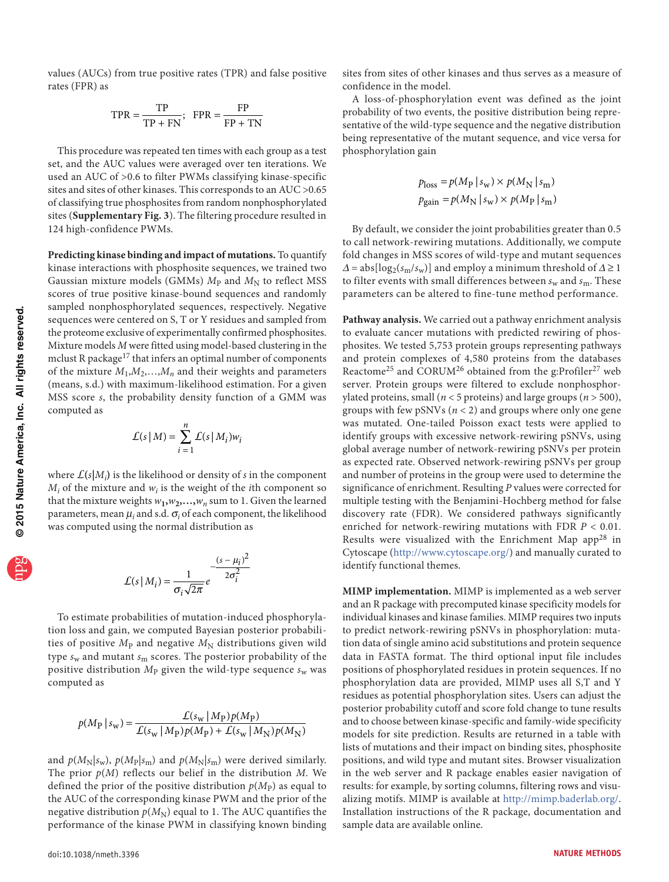values (AUCs) from true positive rates (TPR) and false positive rates (FPR) as

$$\text{TPR} = \frac{\text{TP}}{\text{TP} + \text{FN}}; \quad \text{FPR} = \frac{\text{FP}}{\text{FP} + \text{TN}}$$

This procedure was repeated ten times with each group as a test set, and the AUC values were averaged over ten iterations. We used an AUC of >0.6 to filter PWMs classifying kinase-specific sites and sites of other kinases. This corresponds to an AUC >0.65 of classifying true phosphosites from random nonphosphorylated sites (**Supplementary Fig. 3**). The filtering procedure resulted in 124 high-confidence PWMs.

**Predicting kinase binding and impact of mutations.** To quantify kinase interactions with phosphosite sequences, we trained two Gaussian mixture models (GMMs) $M_P$ and $M_N$ to reflect MSS scores of true positive kinase-bound sequences and randomly sampled nonphosphorylated sequences, respectively. Negative sequences were centered on S, T or Y residues and sampled from the proteome exclusive of experimentally confirmed phosphosites. Mixture models $M$ were fitted using model-based clustering in the mclust R package[17] that infers an optimal number of components of the mixture $M_1, M_2, \ldots, M_n$ and their weights and parameters (means, s.d.) with maximum-likelihood estimation. For a given MSS score $s$, the probability density function of a GMM was computed as

$$\mathcal{L}(s \mid M) = \sum_{i=1}^{n} \mathcal{L}(s \mid M_i) w_i$$

where $\mathcal{L}(s|M_i)$ is the likelihood or density of $s$ in the component $M_i$ of the mixture and $w_i$ is the weight of the $i$th component so that the mixture weights $w_1, w_2, \ldots, w_n$ sum to 1. Given the learned parameters, mean $\mu_i$ and s.d. $\sigma_i$ of each component, the likelihood was computed using the normal distribution as

$$\mathcal{L}(s \mid M_i) = \frac{1}{\sigma_i \sqrt{2\pi}} e^{-\frac{(s-\mu_i)^2}{2\sigma_i^2}}$$

To estimate probabilities of mutation-induced phosphorylation loss and gain, we computed Bayesian posterior probabilities of positive $M_P$ and negative $M_N$ distributions given wild type $s_w$ and mutant $s_m$ scores. The posterior probability of the positive distribution $M_P$ given the wild-type sequence $s_w$ was computed as

$$p(M_P \mid s_w) = \frac{\mathcal{L}(s_w \mid M_P) p(M_P)}{\mathcal{L}(s_w \mid M_P) p(M_P) + \mathcal{L}(s_w \mid M_N) p(M_N)}$$

and $p(M_N|s_w)$, $p(M_P|s_m)$ and $p(M_N|s_m)$ were derived similarly. The prior $p(M)$ reflects our belief in the distribution $M$. We defined the prior of the positive distribution $p(M_P)$ as equal to the AUC of the corresponding kinase PWM and the prior of the negative distribution $p(M_N)$ equal to 1. The AUC quantifies the performance of the kinase PWM in classifying known binding sites from sites of other kinases and thus serves as a measure of confidence in the model.

A loss-of-phosphorylation event was defined as the joint probability of two events, the positive distribution being representative of the wild-type sequence and the negative distribution being representative of the mutant sequence, and vice versa for phosphorylation gain

$$p_{\text{loss}} = p(M_P \mid s_w) \times p(M_N \mid s_m)$$
$$p_{\text{gain}} = p(M_N \mid s_w) \times p(M_P \mid s_m)$$

By default, we consider the joint probabilities greater than 0.5 to call network-rewiring mutations. Additionally, we compute fold changes in MSS scores of wild-type and mutant sequences $\Delta = \text{abs}[\log_2(s_m/s_w)]$ and employ a minimum threshold of $\Delta \geq 1$ to filter events with small differences between $s_w$ and $s_m$. These parameters can be altered to fine-tune method performance.

**Pathway analysis.** We carried out a pathway enrichment analysis to evaluate cancer mutations with predicted rewiring of phosphosites. We tested 5,753 protein groups representing pathways and protein complexes of 4,580 proteins from the databases Reactome[25] and CORUM[26] obtained from the g:Profiler[27] web server. Protein groups were filtered to exclude nonphosphorylated proteins, small ($n < 5$ proteins) and large groups ($n > 500$), groups with few pSNVs ($n < 2$) and groups where only one gene was mutated. One-tailed Poisson exact tests were applied to identify groups with excessive network-rewiring pSNVs, using global average number of network-rewiring pSNVs per protein as expected rate. Observed network-rewiring pSNVs per group and number of proteins in the group were used to determine the significance of enrichment. Resulting $P$ values were corrected for multiple testing with the Benjamini-Hochberg method for false discovery rate (FDR). We considered pathways significantly enriched for network-rewiring mutations with FDR $P < 0.01$. Results were visualized with the Enrichment Map app[28] in Cytoscape (http://www.cytoscape.org/) and manually curated to identify functional themes.

**MIMP implementation.** MIMP is implemented as a web server and an R package with precomputed kinase specificity models for individual kinases and kinase families. MIMP requires two inputs to predict network-rewiring pSNVs in phosphorylation: mutation data of single amino acid substitutions and protein sequence data in FASTA format. The third optional input file includes positions of phosphorylated residues in protein sequences. If no phosphorylation data are provided, MIMP uses all S,T and Y residues as potential phosphorylation sites. Users can adjust the posterior probability cutoff and score fold change to tune results and to choose between kinase-specific and family-wide specificity models for site prediction. Results are returned in a table with lists of mutations and their impact on binding sites, phosphosite positions, and wild type and mutant sites. Browser visualization in the web server and R package enables easier navigation of results: for example, by sorting columns, filtering rows and visualizing motifs. MIMP is available at http://mimp.baderlab.org/. Installation instructions of the R package, documentation and sample data are available online.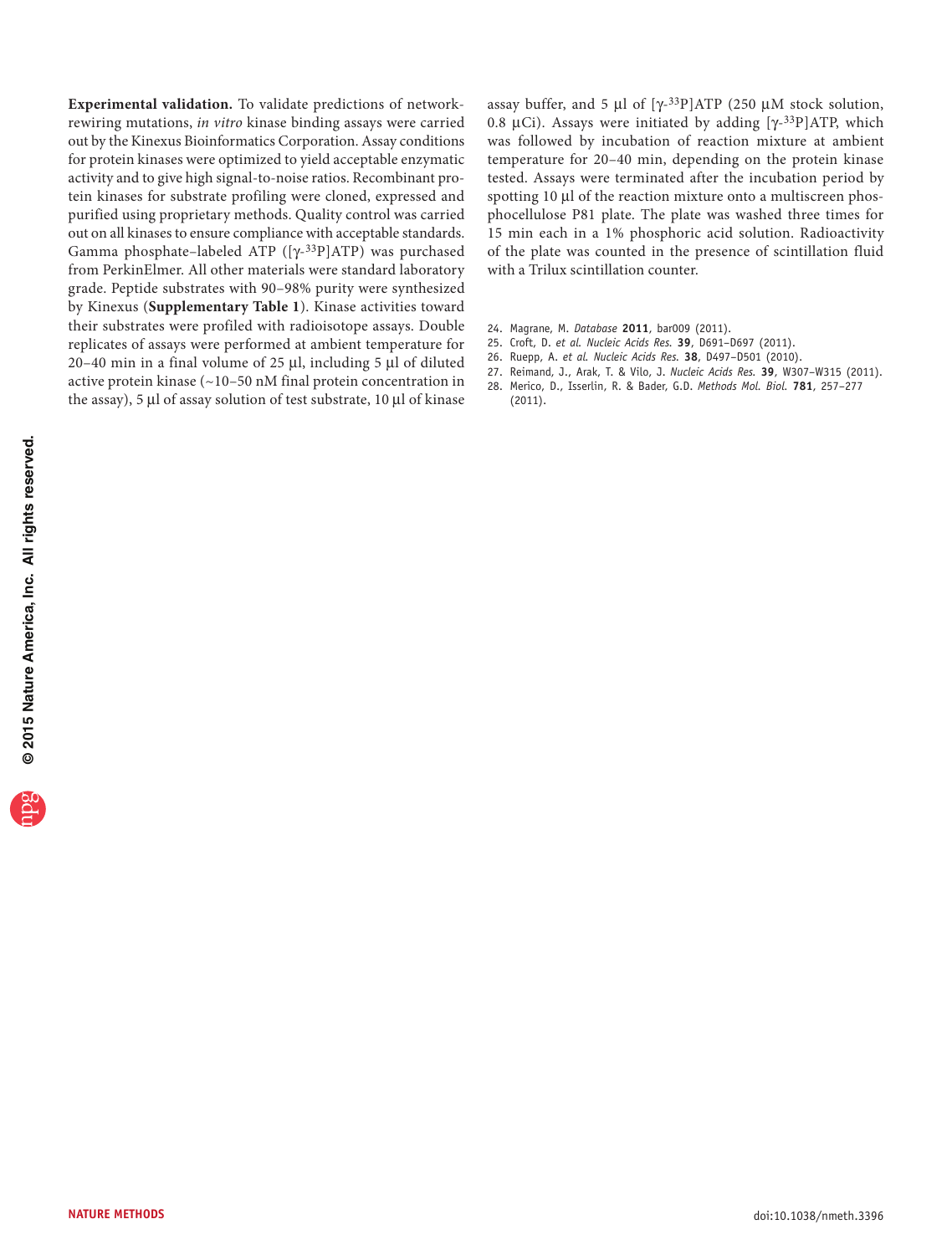**Experimental validation.** To validate predictions of network-rewiring mutations, *in vitro* kinase binding assays were carried out by the Kinexus Bioinformatics Corporation. Assay conditions for protein kinases were optimized to yield acceptable enzymatic activity and to give high signal-to-noise ratios. Recombinant protein kinases for substrate profiling were cloned, expressed and purified using proprietary methods. Quality control was carried out on all kinases to ensure compliance with acceptable standards. Gamma phosphate–labeled ATP ([$\gamma$-$^{33}$P]ATP) was purchased from PerkinElmer. All other materials were standard laboratory grade. Peptide substrates with 90–98% purity were synthesized by Kinexus (**Supplementary Table 1**). Kinase activities toward their substrates were profiled with radioisotope assays. Double replicates of assays were performed at ambient temperature for 20–40 min in a final volume of 25 μl, including 5 μl of diluted active protein kinase (~10–50 nM final protein concentration in the assay), 5 μl of assay solution of test substrate, 10 μl of kinase assay buffer, and 5 μl of [$\gamma$-$^{33}$P]ATP (250 μM stock solution, 0.8 μCi). Assays were initiated by adding [$\gamma$-$^{33}$P]ATP, which was followed by incubation of reaction mixture at ambient temperature for 20–40 min, depending on the protein kinase tested. Assays were terminated after the incubation period by spotting 10 μl of the reaction mixture onto a multiscreen phosphocellulose P81 plate. The plate was washed three times for 15 min each in a 1% phosphoric acid solution. Radioactivity of the plate was counted in the presence of scintillation fluid with a Trilux scintillation counter.

24. Magrane, M. *Database* **2011**, bar009 (2011).
25. Croft, D. *et al. Nucleic Acids Res.* **39**, D691–D697 (2011).
26. Ruepp, A. *et al. Nucleic Acids Res.* **38**, D497–D501 (2010).
27. Reimand, J., Arak, T. & Vilo, J. *Nucleic Acids Res.* **39**, W307–W315 (2011).
28. Merico, D., Isserlin, R. & Bader, G.D. *Methods Mol. Biol.* **781**, 257–277 (2011).